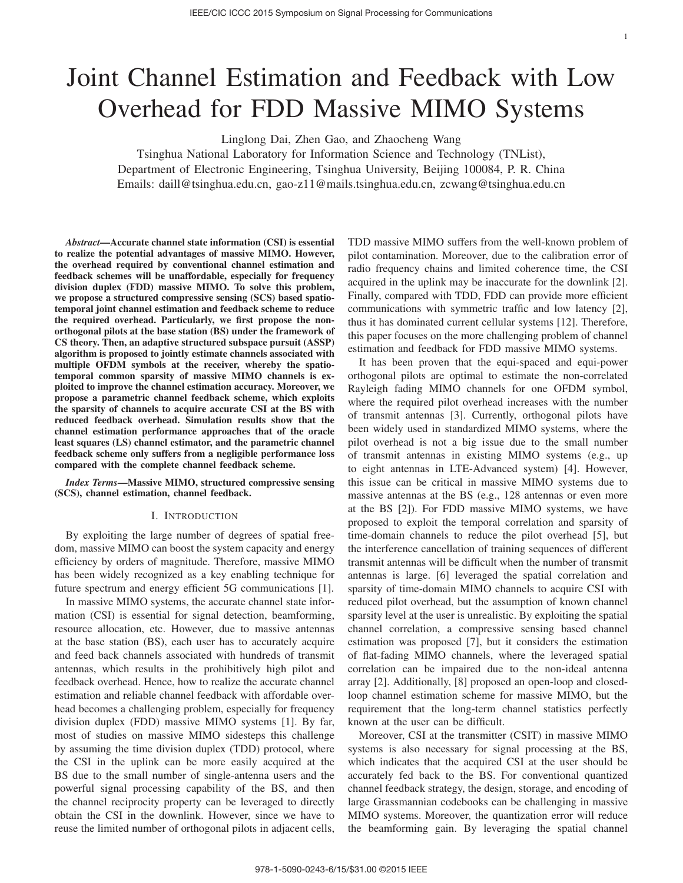// Page header "IEEE/CIC ICCC 2015 Symposium on Signal Processing for Communications", the page number and the footer line are omitted under the running header/footer rule.
# Joint Channel Estimation and Feedback with Low Overhead for FDD Massive MIMO Systems

Linglong Dai, Zhen Gao, and Zhaocheng Wang

Tsinghua National Laboratory for Information Science and Technology (TNList),
Department of Electronic Engineering, Tsinghua University, Beijing 100084, P. R. China
Emails: daill@tsinghua.edu.cn, gao-z11@mails.tsinghua.edu.cn, zcwang@tsinghua.edu.cn

***Abstract*—Accurate channel state information (CSI) is essential to realize the potential advantages of massive MIMO. However, the overhead required by conventional channel estimation and feedback schemes will be unaffordable, especially for frequency division duplex (FDD) massive MIMO. To solve this problem, we propose a structured compressive sensing (SCS) based spatio-temporal joint channel estimation and feedback scheme to reduce the required overhead. Particularly, we first propose the non-orthogonal pilots at the base station (BS) under the framework of CS theory. Then, an adaptive structured subspace pursuit (ASSP) algorithm is proposed to jointly estimate channels associated with multiple OFDM symbols at the receiver, whereby the spatio-temporal common sparsity of massive MIMO channels is exploited to improve the channel estimation accuracy. Moreover, we propose a parametric channel feedback scheme, which exploits the sparsity of channels to acquire accurate CSI at the BS with reduced feedback overhead. Simulation results show that the channel estimation performance approaches that of the oracle least squares (LS) channel estimator, and the parametric channel feedback scheme only suffers from a negligible performance loss compared with the complete channel feedback scheme.**

***Index Terms*—Massive MIMO, structured compressive sensing (SCS), channel estimation, channel feedback.**

## I. Introduction

By exploiting the large number of degrees of spatial freedom, massive MIMO can boost the system capacity and energy efficiency by orders of magnitude. Therefore, massive MIMO has been widely recognized as a key enabling technique for future spectrum and energy efficient 5G communications [1].

In massive MIMO systems, the accurate channel state information (CSI) is essential for signal detection, beamforming, resource allocation, etc. However, due to massive antennas at the base station (BS), each user has to accurately acquire and feed back channels associated with hundreds of transmit antennas, which results in the prohibitively high pilot and feedback overhead. Hence, how to realize the accurate channel estimation and reliable channel feedback with affordable overhead becomes a challenging problem, especially for frequency division duplex (FDD) massive MIMO systems [1]. By far, most of studies on massive MIMO sidesteps this challenge by assuming the time division duplex (TDD) protocol, where the CSI in the uplink can be more easily acquired at the BS due to the small number of single-antenna users and the powerful signal processing capability of the BS, and then the channel reciprocity property can be leveraged to directly obtain the CSI in the downlink. However, since we have to reuse the limited number of orthogonal pilots in adjacent cells, TDD massive MIMO suffers from the well-known problem of pilot contamination. Moreover, due to the calibration error of radio frequency chains and limited coherence time, the CSI acquired in the uplink may be inaccurate for the downlink [2]. Finally, compared with TDD, FDD can provide more efficient communications with symmetric traffic and low latency [2], thus it has dominated current cellular systems [12]. Therefore, this paper focuses on the more challenging problem of channel estimation and feedback for FDD massive MIMO systems.

It has been proven that the equi-spaced and equi-power orthogonal pilots are optimal to estimate the non-correlated Rayleigh fading MIMO channels for one OFDM symbol, where the required pilot overhead increases with the number of transmit antennas [3]. Currently, orthogonal pilots have been widely used in standardized MIMO systems, where the pilot overhead is not a big issue due to the small number of transmit antennas in existing MIMO systems (e.g., up to eight antennas in LTE-Advanced system) [4]. However, this issue can be critical in massive MIMO systems due to massive antennas at the BS (e.g., 128 antennas or even more at the BS [2]). For FDD massive MIMO systems, we have proposed to exploit the temporal correlation and sparsity of time-domain channels to reduce the pilot overhead [5], but the interference cancellation of training sequences of different transmit antennas will be difficult when the number of transmit antennas is large. [6] leveraged the spatial correlation and sparsity of time-domain MIMO channels to acquire CSI with reduced pilot overhead, but the assumption of known channel sparsity level at the user is unrealistic. By exploiting the spatial channel correlation, a compressive sensing based channel estimation was proposed [7], but it considers the estimation of flat-fading MIMO channels, where the leveraged spatial correlation can be impaired due to the non-ideal antenna array [2]. Additionally, [8] proposed an open-loop and closed-loop channel estimation scheme for massive MIMO, but the requirement that the long-term channel statistics perfectly known at the user can be difficult.

Moreover, CSI at the transmitter (CSIT) in massive MIMO systems is also necessary for signal processing at the BS, which indicates that the acquired CSI at the user should be accurately fed back to the BS. For conventional quantized channel feedback strategy, the design, storage, and encoding of large Grassmannian codebooks can be challenging in massive MIMO systems. Moreover, the quantization error will reduce the beamforming gain. By leveraging the spatial channel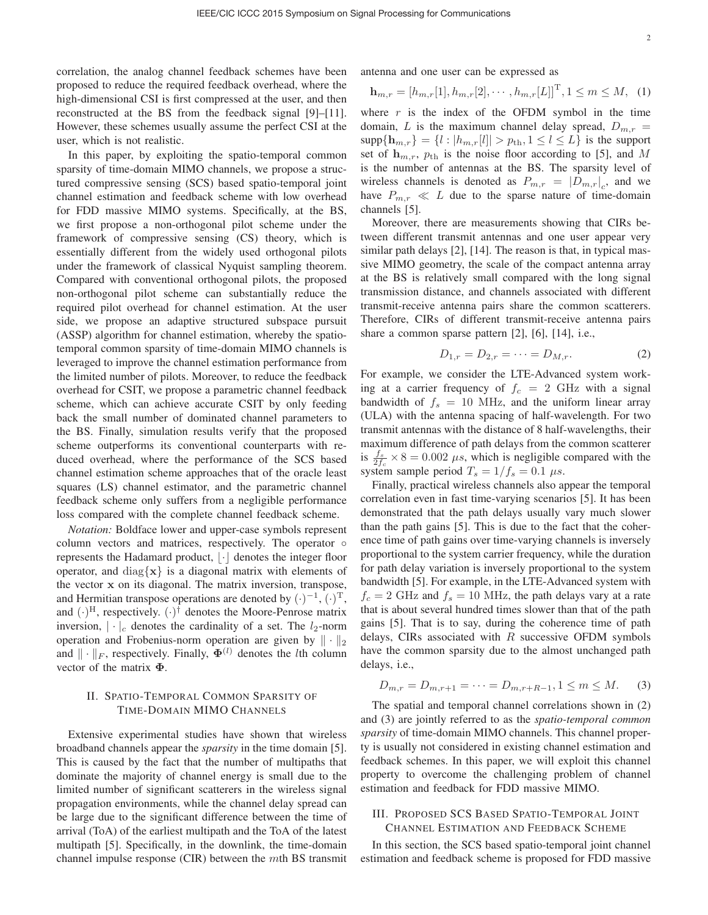correlation, the analog channel feedback schemes have been proposed to reduce the required feedback overhead, where the high-dimensional CSI is first compressed at the user, and then reconstructed at the BS from the feedback signal [9]–[11]. However, these schemes usually assume the perfect CSI at the user, which is not realistic.

In this paper, by exploiting the spatio-temporal common sparsity of time-domain MIMO channels, we propose a structured compressive sensing (SCS) based spatio-temporal joint channel estimation and feedback scheme with low overhead for FDD massive MIMO systems. Specifically, at the BS, we first propose a non-orthogonal pilot scheme under the framework of compressive sensing (CS) theory, which is essentially different from the widely used orthogonal pilots under the framework of classical Nyquist sampling theorem. Compared with conventional orthogonal pilots, the proposed non-orthogonal pilot scheme can substantially reduce the required pilot overhead for channel estimation. At the user side, we propose an adaptive structured subspace pursuit (ASSP) algorithm for channel estimation, whereby the spatio-temporal common sparsity of time-domain MIMO channels is leveraged to improve the channel estimation performance from the limited number of pilots. Moreover, to reduce the feedback overhead for CSIT, we propose a parametric channel feedback scheme, which can achieve accurate CSIT by only feeding back the small number of dominated channel parameters to the BS. Finally, simulation results verify that the proposed scheme outperforms its conventional counterparts with reduced overhead, where the performance of the SCS based channel estimation scheme approaches that of the oracle least squares (LS) channel estimator, and the parametric channel feedback scheme only suffers from a negligible performance loss compared with the complete channel feedback scheme.

*Notation:* Boldface lower and upper-case symbols represent column vectors and matrices, respectively. The operator $\circ$ represents the Hadamard product, $\lfloor \cdot \rfloor$ denotes the integer floor operator, and $\mathrm{diag}\{\mathbf{x}\}$ is a diagonal matrix with elements of the vector $\mathbf{x}$ on its diagonal. The matrix inversion, transpose, and Hermitian transpose operations are denoted by $(\cdot)^{-1}$, $(\cdot)^{\mathrm{T}}$, and $(\cdot)^{\mathrm{H}}$, respectively. $(\cdot)^{\dagger}$ denotes the Moore-Penrose matrix inversion, $|\cdot|_c$ denotes the cardinality of a set. The $l_2$-norm operation and Frobenius-norm operation are given by $\|\cdot\|_2$ and $\|\cdot\|_F$, respectively. Finally, $\mathbf{\Phi}^{(l)}$ denotes the $l$th column vector of the matrix $\mathbf{\Phi}$.

## II. Spatio-Temporal Common Sparsity of Time-Domain MIMO Channels

Extensive experimental studies have shown that wireless broadband channels appear the *sparsity* in the time domain [5]. This is caused by the fact that the number of multipaths that dominate the majority of channel energy is small due to the limited number of significant scatterers in the wireless signal propagation environments, while the channel delay spread can be large due to the significant difference between the time of arrival (ToA) of the earliest multipath and the ToA of the latest multipath [5]. Specifically, in the downlink, the time-domain channel impulse response (CIR) between the $m$th BS transmit antenna and one user can be expressed as

$$\mathbf{h}_{m,r} = [h_{m,r}[1], h_{m,r}[2], \cdots, h_{m,r}[L]]^{\mathrm{T}}, 1 \le m \le M, \quad (1)$$

where $r$ is the index of the OFDM symbol in the time domain, $L$ is the maximum channel delay spread, $D_{m,r} = \mathrm{supp}\{\mathbf{h}_{m,r}\} = \{l : |h_{m,r}[l]| > p_{\mathrm{th}}, 1 \le l \le L\}$ is the support set of $\mathbf{h}_{m,r}$, $p_{\mathrm{th}}$ is the noise floor according to [5], and $M$ is the number of antennas at the BS. The sparsity level of wireless channels is denoted as $P_{m,r} = |D_{m,r}|_c$, and we have $P_{m,r} \ll L$ due to the sparse nature of time-domain channels [5].

Moreover, there are measurements showing that CIRs between different transmit antennas and one user appear very similar path delays [2], [14]. The reason is that, in typical massive MIMO geometry, the scale of the compact antenna array at the BS is relatively small compared with the long signal transmission distance, and channels associated with different transmit-receive antenna pairs share the common scatterers. Therefore, CIRs of different transmit-receive antenna pairs share a common sparse pattern [2], [6], [14], i.e.,

$$D_{1,r} = D_{2,r} = \cdots = D_{M,r}. \quad (2)$$

For example, we consider the LTE-Advanced system working at a carrier frequency of $f_c = 2$ GHz with a signal bandwidth of $f_s = 10$ MHz, and the uniform linear array (ULA) with the antenna spacing of half-wavelength. For two transmit antennas with the distance of 8 half-wavelengths, their maximum difference of path delays from the common scatterer is $\frac{f_s}{2f_c} \times 8 = 0.002\ \mu s$, which is negligible compared with the system sample period $T_s = 1/f_s = 0.1\ \mu s$.

Finally, practical wireless channels also appear the temporal correlation even in fast time-varying scenarios [5]. It has been demonstrated that the path delays usually vary much slower than the path gains [5]. This is due to the fact that the coherence time of path gains over time-varying channels is inversely proportional to the system carrier frequency, while the duration for path delay variation is inversely proportional to the system bandwidth [5]. For example, in the LTE-Advanced system with $f_c = 2$ GHz and $f_s = 10$ MHz, the path delays vary at a rate that is about several hundred times slower than that of the path gains [5]. That is to say, during the coherence time of path delays, CIRs associated with $R$ successive OFDM symbols have the common sparsity due to the almost unchanged path delays, i.e.,

$$D_{m,r} = D_{m,r+1} = \cdots = D_{m,r+R-1}, 1 \le m \le M. \quad (3)$$

The spatial and temporal channel correlations shown in (2) and (3) are jointly referred to as the *spatio-temporal common sparsity* of time-domain MIMO channels. This channel property is usually not considered in existing channel estimation and feedback schemes. In this paper, we will exploit this channel property to overcome the challenging problem of channel estimation and feedback for FDD massive MIMO.

## III. Proposed SCS Based Spatio-Temporal Joint Channel Estimation and Feedback Scheme

In this section, the SCS based spatio-temporal joint channel estimation and feedback scheme is proposed for FDD massive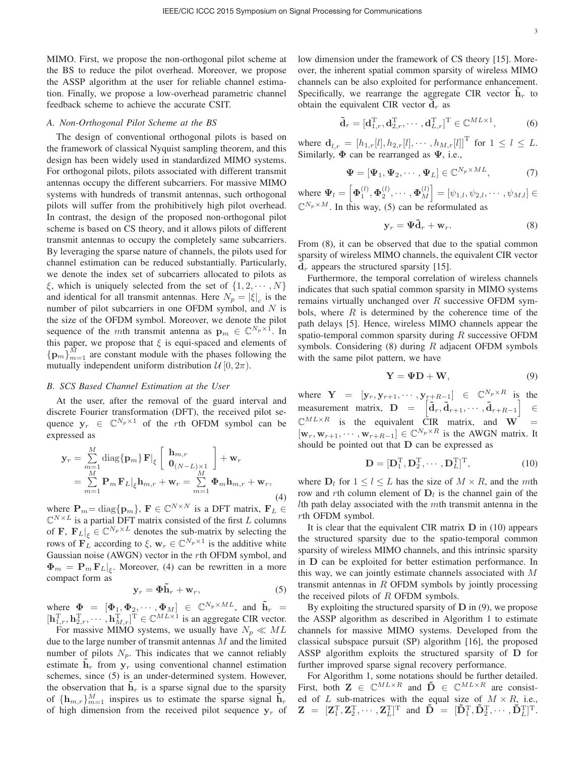MIMO. First, we propose the non-orthogonal pilot scheme at the BS to reduce the pilot overhead. Moreover, we propose the ASSP algorithm at the user for reliable channel estimation. Finally, we propose a low-overhead parametric channel feedback scheme to achieve the accurate CSIT.

### A. Non-Orthogonal Pilot Scheme at the BS

The design of conventional orthogonal pilots is based on the framework of classical Nyquist sampling theorem, and this design has been widely used in standardized MIMO systems. For orthogonal pilots, pilots associated with different transmit antennas occupy the different subcarriers. For massive MIMO systems with hundreds of transmit antennas, such orthogonal pilots will suffer from the prohibitively high pilot overhead. In contrast, the design of the proposed non-orthogonal pilot scheme is based on CS theory, and it allows pilots of different transmit antennas to occupy the completely same subcarriers. By leveraging the sparse nature of channels, the pilots used for channel estimation can be reduced substantially. Particularly, we denote the index set of subcarriers allocated to pilots as $\xi$, which is uniquely selected from the set of $\{1, 2, \cdots, N\}$ and identical for all transmit antennas. Here $N_p = |\xi|_c$ is the number of pilot subcarriers in one OFDM symbol, and $N$ is the size of the OFDM symbol. Moreover, we denote the pilot sequence of the $m$th transmit antenna as $\mathbf{p}_m \in \mathbb{C}^{N_p \times 1}$. In this paper, we propose that $\xi$ is equi-spaced and elements of $\{\mathbf{p}_m\}_{m=1}^{M}$ are constant module with the phases following the mutually independent uniform distribution $\mathcal{U}[0, 2\pi)$.

### B. SCS Based Channel Estimation at the User

At the user, after the removal of the guard interval and discrete Fourier transformation (DFT), the received pilot sequence $\mathbf{y}_r \in \mathbb{C}^{N_p \times 1}$ of the $r$th OFDM symbol can be expressed as

$$
\begin{aligned}
\mathbf{y}_r &= \sum_{m=1}^{M} \mathrm{diag}\{\mathbf{p}_m\} \mathbf{F}|_{\xi} \begin{bmatrix} \mathbf{h}_{m,r} \\ \mathbf{0}_{(N-L)\times 1} \end{bmatrix} + \mathbf{w}_r \\
&= \sum_{m=1}^{M} \mathbf{P}_m \mathbf{F}_L|_{\xi} \mathbf{h}_{m,r} + \mathbf{w}_r = \sum_{m=1}^{M} \mathbf{\Phi}_m \mathbf{h}_{m,r} + \mathbf{w}_r,
\end{aligned}
\tag{4}
$$

where $\mathbf{P}_m = \mathrm{diag}\{\mathbf{p}_m\}$, $\mathbf{F} \in \mathbb{C}^{N \times N}$ is a DFT matrix, $\mathbf{F}_L \in \mathbb{C}^{N \times L}$ is a partial DFT matrix consisted of the first $L$ columns of $\mathbf{F}$, $\mathbf{F}_L|_{\xi} \in \mathbb{C}^{N_p \times L}$ denotes the sub-matrix by selecting the rows of $\mathbf{F}_L$ according to $\xi$, $\mathbf{w}_r \in \mathbb{C}^{N_p \times 1}$ is the additive white Gaussian noise (AWGN) vector in the $r$th OFDM symbol, and $\mathbf{\Phi}_m = \mathbf{P}_m \mathbf{F}_L|_{\xi}$. Moreover, (4) can be rewritten in a more compact form as

$$
\mathbf{y}_r = \mathbf{\Phi} \tilde{\mathbf{h}}_r + \mathbf{w}_r, \tag{5}
$$

where $\mathbf{\Phi} = [\mathbf{\Phi}_1, \mathbf{\Phi}_2, \cdots, \mathbf{\Phi}_M] \in \mathbb{C}^{N_p \times ML}$, and $\tilde{\mathbf{h}}_r = [\mathbf{h}_{1,r}^{\mathrm{T}}, \mathbf{h}_{2,r}^{\mathrm{T}}, \cdots, \mathbf{h}_{M,r}^{\mathrm{T}}]^{\mathrm{T}} \in \mathbb{C}^{ML \times 1}$ is an aggregate CIR vector.

For massive MIMO systems, we usually have $N_p \ll ML$ due to the large number of transmit antennas $M$ and the limited number of pilots $N_p$. This indicates that we cannot reliably estimate $\tilde{\mathbf{h}}_r$ from $\mathbf{y}_r$ using conventional channel estimation schemes, since (5) is an under-determined system. However, the observation that $\tilde{\mathbf{h}}_r$ is a sparse signal due to the sparsity of $\{\mathbf{h}_{m,r}\}_{m=1}^{M}$ inspires us to estimate the sparse signal $\tilde{\mathbf{h}}_r$ of high dimension from the received pilot sequence $\mathbf{y}_r$ of low dimension under the framework of CS theory [15]. Moreover, the inherent spatial common sparsity of wireless MIMO channels can be also exploited for performance enhancement. Specifically, we rearrange the aggregate CIR vector $\tilde{\mathbf{h}}_r$ to obtain the equivalent CIR vector $\tilde{\mathbf{d}}_r$ as

$$
\tilde{\mathbf{d}}_r = [\mathbf{d}_{1,r}^{\mathrm{T}}, \mathbf{d}_{2,r}^{\mathrm{T}}, \cdots, \mathbf{d}_{L,r}^{\mathrm{T}}]^{\mathrm{T}} \in \mathbb{C}^{ML \times 1}, \tag{6}
$$

where $\mathbf{d}_{l,r} = [h_{1,r}[l], h_{2,r}[l], \cdots, h_{M,r}[l]]^{\mathrm{T}}$ for $1 \le l \le L$. Similarly, $\mathbf{\Phi}$ can be rearranged as $\mathbf{\Psi}$, i.e.,

$$
\mathbf{\Psi} = [\mathbf{\Psi}_1, \mathbf{\Psi}_2, \cdots, \mathbf{\Psi}_L] \in \mathbb{C}^{N_p \times ML}, \tag{7}
$$

where $\mathbf{\Psi}_l = \left[\mathbf{\Phi}_1^{(l)}, \mathbf{\Phi}_2^{(l)}, \cdots, \mathbf{\Phi}_M^{(l)}\right] = [\psi_{1,l}, \psi_{2,l}, \cdots, \psi_{M,l}] \in \mathbb{C}^{N_p \times M}$. In this way, (5) can be reformulated as

$$
\mathbf{y}_r = \mathbf{\Psi} \tilde{\mathbf{d}}_r + \mathbf{w}_r. \tag{8}
$$

From (8), it can be observed that due to the spatial common sparsity of wireless MIMO channels, the equivalent CIR vector $\tilde{\mathbf{d}}_r$ appears the structured sparsity [15].

Furthermore, the temporal correlation of wireless channels indicates that such spatial common sparsity in MIMO systems remains virtually unchanged over $R$ successive OFDM symbols, where $R$ is determined by the coherence time of the path delays [5]. Hence, wireless MIMO channels appear the spatio-temporal common sparsity during $R$ successive OFDM symbols. Considering (8) during $R$ adjacent OFDM symbols with the same pilot pattern, we have

$$
\mathbf{Y} = \mathbf{\Psi} \mathbf{D} + \mathbf{W}, \tag{9}
$$

where $\mathbf{Y} = [\mathbf{y}_r, \mathbf{y}_{r+1}, \cdots, \mathbf{y}_{r+R-1}] \in \mathbb{C}^{N_p \times R}$ is the measurement matrix, $\mathbf{D} = \left[\tilde{\mathbf{d}}_r, \tilde{\mathbf{d}}_{r+1}, \cdots, \tilde{\mathbf{d}}_{r+R-1}\right] \in \mathbb{C}^{ML \times R}$ is the equivalent CIR matrix, and $\mathbf{W} = [\mathbf{w}_r, \mathbf{w}_{r+1}, \cdots, \mathbf{w}_{r+R-1}] \in \mathbb{C}^{N_p \times R}$ is the AWGN matrix. It should be pointed out that $\mathbf{D}$ can be expressed as

$$
\mathbf{D} = [\mathbf{D}_1^{\mathrm{T}}, \mathbf{D}_2^{\mathrm{T}}, \cdots, \mathbf{D}_L^{\mathrm{T}}]^{\mathrm{T}}, \tag{10}
$$

where $\mathbf{D}_l$ for $1 \le l \le L$ has the size of $M \times R$, and the $m$th row and $r$th column element of $\mathbf{D}_l$ is the channel gain of the $l$th path delay associated with the $m$th transmit antenna in the $r$th OFDM symbol.

It is clear that the equivalent CIR matrix $\mathbf{D}$ in (10) appears the structured sparsity due to the spatio-temporal common sparsity of wireless MIMO channels, and this intrinsic sparsity in $\mathbf{D}$ can be exploited for better estimation performance. In this way, we can jointly estimate channels associated with $M$ transmit antennas in $R$ OFDM symbols by jointly processing the received pilots of $R$ OFDM symbols.

By exploiting the structured sparsity of $\mathbf{D}$ in (9), we propose the ASSP algorithm as described in Algorithm 1 to estimate channels for massive MIMO systems. Developed from the classical subspace pursuit (SP) algorithm [16], the proposed ASSP algorithm exploits the structured sparsity of $\mathbf{D}$ for further improved sparse signal recovery performance.

For Algorithm 1, some notations should be further detailed. First, both $\mathbf{Z} \in \mathbb{C}^{ML \times R}$ and $\tilde{\mathbf{D}} \in \mathbb{C}^{ML \times R}$ are consisted of $L$ sub-matrices with the equal size of $M \times R$, i.e., $\mathbf{Z} = [\mathbf{Z}_1^{\mathrm{T}}, \mathbf{Z}_2^{\mathrm{T}}, \cdots, \mathbf{Z}_L^{\mathrm{T}}]^{\mathrm{T}}$ and $\tilde{\mathbf{D}} = [\tilde{\mathbf{D}}_1^{\mathrm{T}}, \tilde{\mathbf{D}}_2^{\mathrm{T}}, \cdots, \tilde{\mathbf{D}}_L^{\mathrm{T}}]^{\mathrm{T}}$.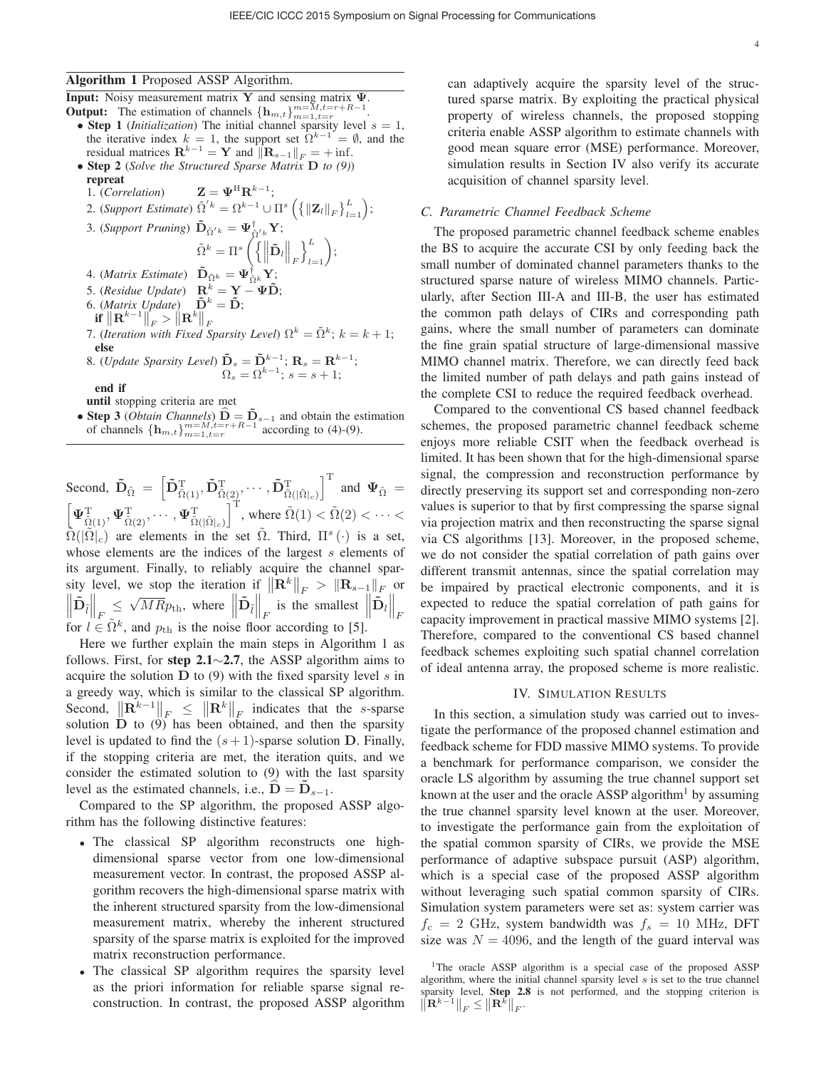**Algorithm 1** Proposed ASSP Algorithm.

**Input:** Noisy measurement matrix $\mathbf{Y}$ and sensing matrix $\mathbf{\Psi}$.
**Output:** The estimation of channels $\{\mathbf{h}_{m,t}\}_{m=1,t=r}^{m=M,t=r+R-1}$.

- **Step 1** (*Initialization*) The initial channel sparsity level $s=1$, the iterative index $k=1$, the support set $\Omega^{k-1}=\emptyset$, and the residual matrices $\mathbf{R}^{k-1}=\mathbf{Y}$ and $\|\mathbf{R}_{s-1}\|_F=+\inf$.
- **Step 2** (*Solve the Structured Sparse Matrix* $\mathbf{D}$ *to (9)*)
  **repreat**
  1. (*Correlation*) $\mathbf{Z}=\mathbf{\Psi}^{\mathrm{H}}\mathbf{R}^{k-1}$;
  2. (*Support Estimate*) $\tilde{\Omega}'^{k}=\Omega^{k-1}\cup\Pi^{s}\left(\left\{\|\mathbf{Z}_l\|_F\right\}_{l=1}^{L}\right)$;
  3. (*Support Pruning*) $\tilde{\mathbf{D}}_{\tilde{\Omega}'^{k}}=\mathbf{\Psi}_{\tilde{\Omega}'^{k}}^{\dagger}\mathbf{Y}$;
     $\tilde{\Omega}^{k}=\Pi^{s}\left(\left\{\left\|\tilde{\mathbf{D}}_l\right\|_F\right\}_{l=1}^{L}\right)$;
  4. (*Matrix Estimate*) $\tilde{\mathbf{D}}_{\tilde{\Omega}^{k}}=\mathbf{\Psi}_{\tilde{\Omega}^{k}}^{\dagger}\mathbf{Y}$;
  5. (*Residue Update*) $\mathbf{R}^{k}=\mathbf{Y}-\mathbf{\Psi}\tilde{\mathbf{D}}$;
  6. (*Matrix Update*) $\tilde{\mathbf{D}}^{k}=\tilde{\mathbf{D}}$;
  **if** $\left\|\mathbf{R}^{k-1}\right\|_F>\left\|\mathbf{R}^{k}\right\|_F$
  7. (*Iteration with Fixed Sparsity Level*) $\Omega^{k}=\tilde{\Omega}^{k}$; $k=k+1$;
  **else**
  8. (*Update Sparsity Level*) $\tilde{\mathbf{D}}_s=\tilde{\mathbf{D}}^{k-1}$; $\mathbf{R}_s=\mathbf{R}^{k-1}$; $\Omega_s=\Omega^{k-1}$; $s=s+1$;
  **end if**
  **until** stopping criteria are met
- **Step 3** (*Obtain Channels*) $\widehat{\mathbf{D}}=\tilde{\mathbf{D}}_{s-1}$ and obtain the estimation of channels $\{\mathbf{h}_{m,t}\}_{m=1,t=r}^{m=M,t=r+R-1}$ according to (4)-(9).

Second, $\tilde{\mathbf{D}}_{\tilde{\Omega}}=\left[\tilde{\mathbf{D}}_{\tilde{\Omega}(1)}^{\mathrm{T}},\tilde{\mathbf{D}}_{\tilde{\Omega}(2)}^{\mathrm{T}},\cdots,\tilde{\mathbf{D}}_{\tilde{\Omega}(|\tilde{\Omega}|_c)}^{\mathrm{T}}\right]^{\mathrm{T}}$ and $\mathbf{\Psi}_{\tilde{\Omega}}=\left[\mathbf{\Psi}_{\tilde{\Omega}(1)}^{\mathrm{T}},\mathbf{\Psi}_{\tilde{\Omega}(2)}^{\mathrm{T}},\cdots,\mathbf{\Psi}_{\tilde{\Omega}(|\tilde{\Omega}|_c)}^{\mathrm{T}}\right]^{\mathrm{T}}$, where $\tilde{\Omega}(1)<\tilde{\Omega}(2)<\cdots<\tilde{\Omega}(|\tilde{\Omega}|_c)$ are elements in the set $\tilde{\Omega}$. Third, $\Pi^{s}(\cdot)$ is a set, whose elements are the indices of the largest $s$ elements of its argument. Finally, to reliably acquire the channel sparsity level, we stop the iteration if $\left\|\mathbf{R}^{k}\right\|_F>\|\mathbf{R}_{s-1}\|_F$ or $\left\|\tilde{\mathbf{D}}_{\tilde{l}}\right\|_F\leq\sqrt{MR}p_{\mathrm{th}}$, where $\left\|\tilde{\mathbf{D}}_{\tilde{l}}\right\|_F$ is the smallest $\left\|\tilde{\mathbf{D}}_{l}\right\|_F$ for $l\in\tilde{\Omega}^{k}$, and $p_{\mathrm{th}}$ is the noise floor according to [5].

Here we further explain the main steps in Algorithm 1 as follows. First, for **step 2.1**$\sim$**2.7**, the ASSP algorithm aims to acquire the solution $\mathbf{D}$ to (9) with the fixed sparsity level $s$ in a greedy way, which is similar to the classical SP algorithm. Second, $\left\|\mathbf{R}^{k-1}\right\|_F\leq\left\|\mathbf{R}^{k}\right\|_F$ indicates that the $s$-sparse solution $\mathbf{D}$ to (9) has been obtained, and then the sparsity level is updated to find the $(s+1)$-sparse solution $\mathbf{D}$. Finally, if the stopping criteria are met, the iteration quits, and we consider the estimated solution to (9) with the last sparsity level as the estimated channels, i.e., $\widehat{\mathbf{D}}=\tilde{\mathbf{D}}_{s-1}$.

Compared to the SP algorithm, the proposed ASSP algorithm has the following distinctive features:

- The classical SP algorithm reconstructs one high-dimensional sparse vector from one low-dimensional measurement vector. In contrast, the proposed ASSP algorithm recovers the high-dimensional sparse matrix with the inherent structured sparsity from the low-dimensional measurement matrix, whereby the inherent structured sparsity of the sparse matrix is exploited for the improved matrix reconstruction performance.
- The classical SP algorithm requires the sparsity level as the priori information for reliable sparse signal reconstruction. In contrast, the proposed ASSP algorithm can adaptively acquire the sparsity level of the structured sparse matrix. By exploiting the practical physical property of wireless channels, the proposed stopping criteria enable ASSP algorithm to estimate channels with good mean square error (MSE) performance. Moreover, simulation results in Section IV also verify its accurate acquisition of channel sparsity level.

### C. Parametric Channel Feedback Scheme

The proposed parametric channel feedback scheme enables the BS to acquire the accurate CSI by only feeding back the small number of dominated channel parameters thanks to the structured sparse nature of wireless MIMO channels. Particularly, after Section III-A and III-B, the user has estimated the common path delays of CIRs and corresponding path gains, where the small number of parameters can dominate the fine grain spatial structure of large-dimensional massive MIMO channel matrix. Therefore, we can directly feed back the limited number of path delays and path gains instead of the complete CSI to reduce the required feedback overhead.

Compared to the conventional CS based channel feedback schemes, the proposed parametric channel feedback scheme enjoys more reliable CSIT when the feedback overhead is limited. It has been shown that for the high-dimensional sparse signal, the compression and reconstruction performance by directly preserving its support set and corresponding non-zero values is superior to that by first compressing the sparse signal via projection matrix and then reconstructing the sparse signal via CS algorithms [13]. Moreover, in the proposed scheme, we do not consider the spatial correlation of path gains over different transmit antennas, since the spatial correlation may be impaired by practical electronic components, and it is expected to reduce the spatial correlation of path gains for capacity improvement in practical massive MIMO systems [2]. Therefore, compared to the conventional CS based channel feedback schemes exploiting such spatial channel correlation of ideal antenna array, the proposed scheme is more realistic.

## IV. Simulation Results

In this section, a simulation study was carried out to investigate the performance of the proposed channel estimation and feedback scheme for FDD massive MIMO systems. To provide a benchmark for performance comparison, we consider the oracle LS algorithm by assuming the true channel support set known at the user and the oracle ASSP algorithm[1] by assuming the true channel sparsity level known at the user. Moreover, to investigate the performance gain from the exploitation of the spatial common sparsity of CIRs, we provide the MSE performance of adaptive subspace pursuit (ASP) algorithm, which is a special case of the proposed ASSP algorithm without leveraging such spatial common sparsity of CIRs. Simulation system parameters were set as: system carrier was $f_c=2$ GHz, system bandwidth was $f_s=10$ MHz, DFT size was $N=4096$, and the length of the guard interval was

[1]The oracle ASSP algorithm is a special case of the proposed ASSP algorithm, where the initial channel sparsity level $s$ is set to the true channel sparsity level, **Step 2.8** is not performed, and the stopping criterion is $\left\|\mathbf{R}^{k-1}\right\|_F\leq\left\|\mathbf{R}^{k}\right\|_F$.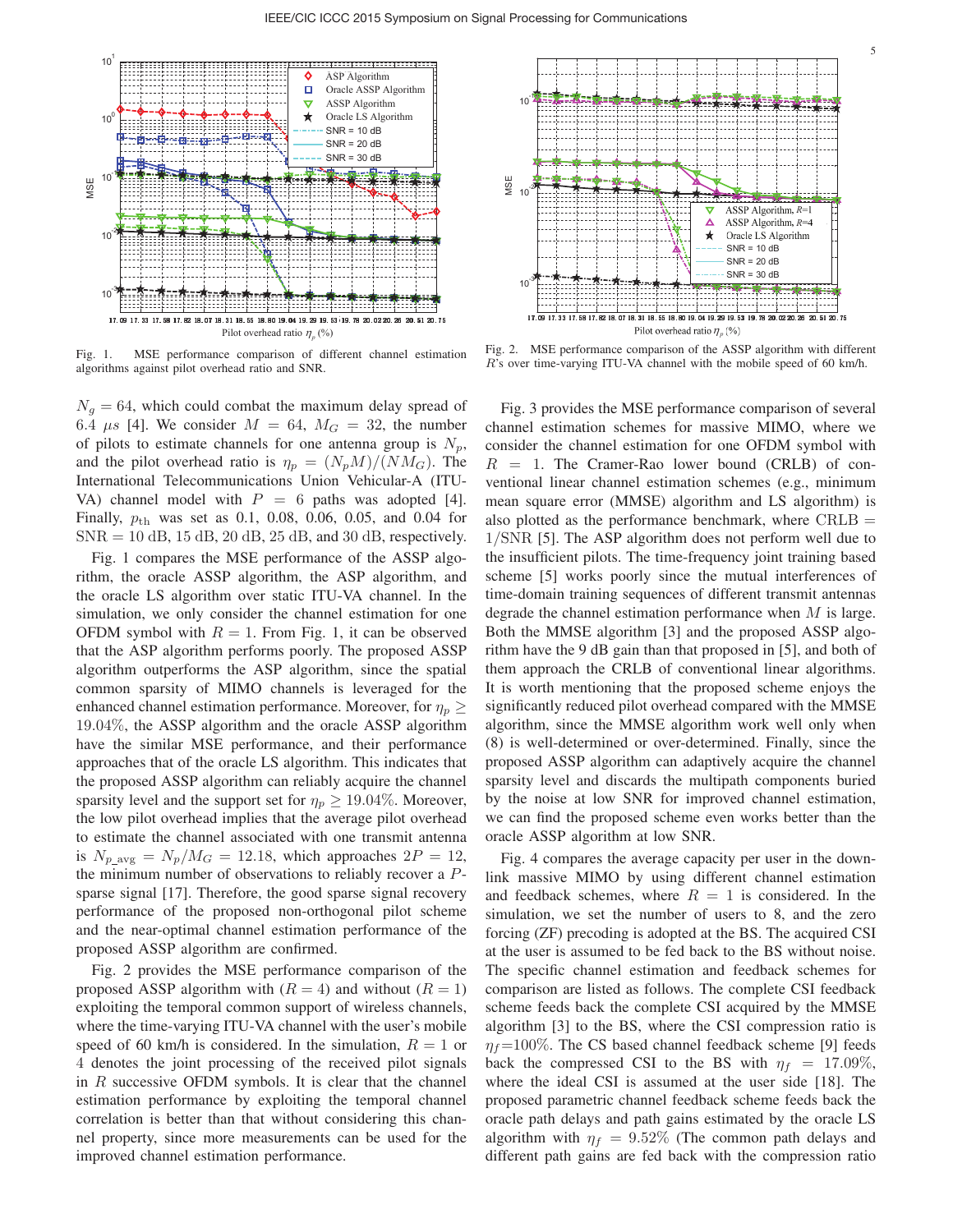Fig. 1. MSE performance comparison of different channel estimation algorithms against pilot overhead ratio and SNR.

Fig. 2. MSE performance comparison of the ASSP algorithm with different $R$'s over time-varying ITU-VA channel with the mobile speed of 60 km/h.

$N_g = 64$, which could combat the maximum delay spread of $6.4\ \mu s$ [4]. We consider $M = 64$, $M_G = 32$, the number of pilots to estimate channels for one antenna group is $N_p$, and the pilot overhead ratio is $\eta_p = (N_p M)/(N M_G)$. The International Telecommunications Union Vehicular-A (ITU-VA) channel model with $P = 6$ paths was adopted [4]. Finally, $p_{\text{th}}$ was set as 0.1, 0.08, 0.06, 0.05, and 0.04 for $\text{SNR} = 10$ dB, 15 dB, 20 dB, 25 dB, and 30 dB, respectively.

Fig. 1 compares the MSE performance of the ASSP algorithm, the oracle ASSP algorithm, the ASP algorithm, and the oracle LS algorithm over static ITU-VA channel. In the simulation, we only consider the channel estimation for one OFDM symbol with $R = 1$. From Fig. 1, it can be observed that the ASP algorithm performs poorly. The proposed ASSP algorithm outperforms the ASP algorithm, since the spatial common sparsity of MIMO channels is leveraged for the enhanced channel estimation performance. Moreover, for $\eta_p \geq 19.04\%$, the ASSP algorithm and the oracle ASSP algorithm have the similar MSE performance, and their performance approaches that of the oracle LS algorithm. This indicates that the proposed ASSP algorithm can reliably acquire the channel sparsity level and the support set for $\eta_p \geq 19.04\%$. Moreover, the low pilot overhead implies that the average pilot overhead to estimate the channel associated with one transmit antenna is $N_{p\_\text{avg}} = N_p/M_G = 12.18$, which approaches $2P = 12$, the minimum number of observations to reliably recover a $P$-sparse signal [17]. Therefore, the good sparse signal recovery performance of the proposed non-orthogonal pilot scheme and the near-optimal channel estimation performance of the proposed ASSP algorithm are confirmed.

Fig. 2 provides the MSE performance comparison of the proposed ASSP algorithm with ($R = 4$) and without ($R = 1$) exploiting the temporal common support of wireless channels, where the time-varying ITU-VA channel with the user's mobile speed of 60 km/h is considered. In the simulation, $R = 1$ or 4 denotes the joint processing of the received pilot signals in $R$ successive OFDM symbols. It is clear that the channel estimation performance by exploiting the temporal channel correlation is better than that without considering this channel property, since more measurements can be used for the improved channel estimation performance.

Fig. 3 provides the MSE performance comparison of several channel estimation schemes for massive MIMO, where we consider the channel estimation for one OFDM symbol with $R = 1$. The Cramer-Rao lower bound (CRLB) of conventional linear channel estimation schemes (e.g., minimum mean square error (MMSE) algorithm and LS algorithm) is also plotted as the performance benchmark, where $\text{CRLB} = 1/\text{SNR}$ [5]. The ASP algorithm does not perform well due to the insufficient pilots. The time-frequency joint training based scheme [5] works poorly since the mutual interferences of time-domain training sequences of different transmit antennas degrade the channel estimation performance when $M$ is large. Both the MMSE algorithm [3] and the proposed ASSP algorithm have the 9 dB gain than that proposed in [5], and both of them approach the CRLB of conventional linear algorithms. It is worth mentioning that the proposed scheme enjoys the significantly reduced pilot overhead compared with the MMSE algorithm, since the MMSE algorithm work well only when (8) is well-determined or over-determined. Finally, since the proposed ASSP algorithm can adaptively acquire the channel sparsity level and discards the multipath components buried by the noise at low SNR for improved channel estimation, we can find the proposed scheme even works better than the oracle ASSP algorithm at low SNR.

Fig. 4 compares the average capacity per user in the downlink massive MIMO by using different channel estimation and feedback schemes, where $R = 1$ is considered. In the simulation, we set the number of users to 8, and the zero forcing (ZF) precoding is adopted at the BS. The acquired CSI at the user is assumed to be fed back to the BS without noise. The specific channel estimation and feedback schemes for comparison are listed as follows. The complete CSI feedback scheme feeds back the complete CSI acquired by the MMSE algorithm [3] to the BS, where the CSI compression ratio is $\eta_f$=100%. The CS based channel feedback scheme [9] feeds back the compressed CSI to the BS with $\eta_f = 17.09\%$, where the ideal CSI is assumed at the user side [18]. The proposed parametric channel feedback scheme feeds back the oracle path delays and path gains estimated by the oracle LS algorithm with $\eta_f = 9.52\%$ (The common path delays and different path gains are fed back with the compression ratio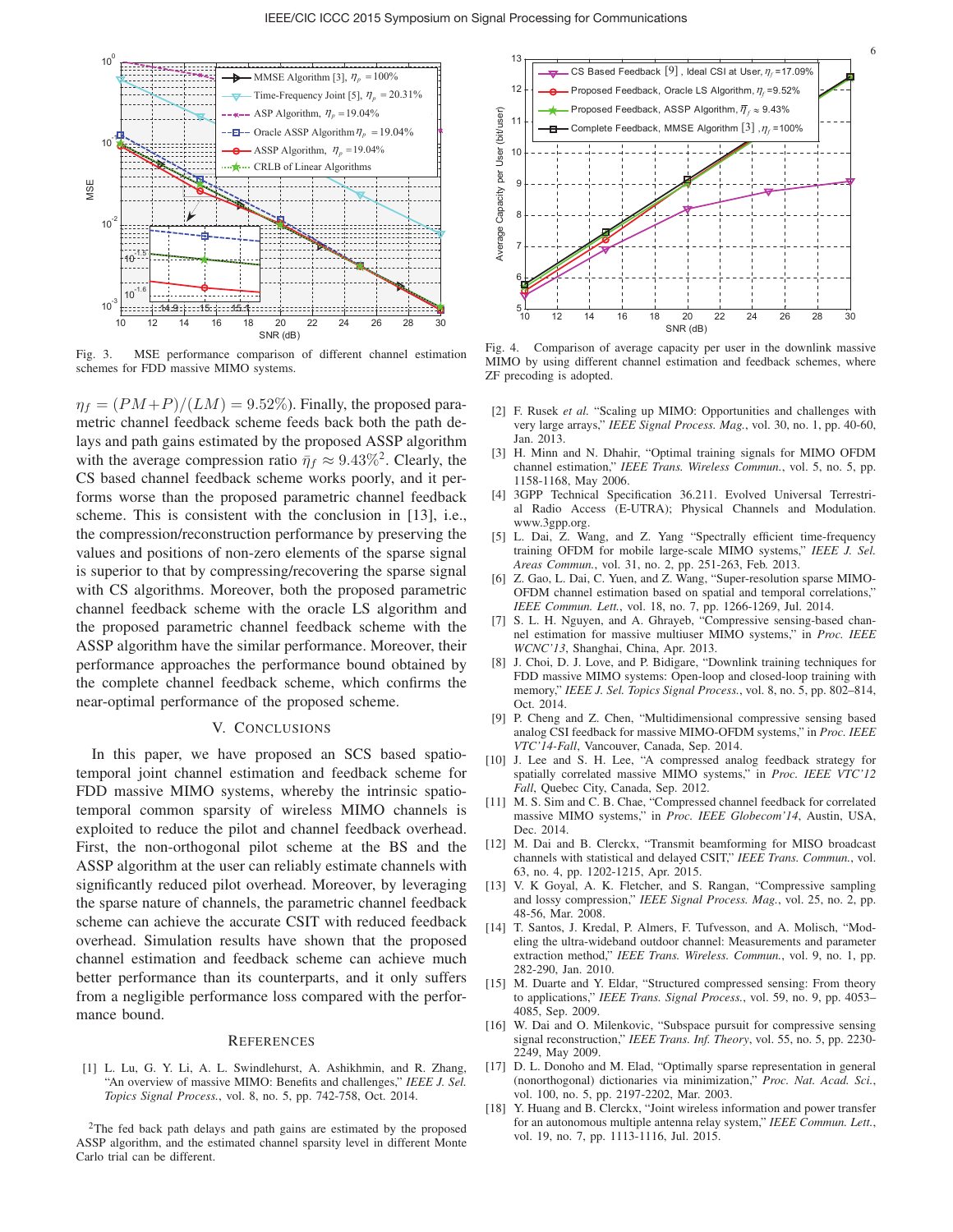10^0

MMSE Algorithm [3], $\eta_p$ =100%

Time-Frequency Joint [5], $\eta_p$ =20.31%

ASP Algorithm, $\eta_p$ =19.04%

Oracle ASSP Algorithm $\eta_p$ =19.04%

ASSP Algorithm, $\eta_p$ =19.04%

CRLB of Linear Algorithms

10^-1

10^-2

10^-3

MSE

10^-1.5

10^-1.6

14.9 15 15.1

10 12 14 16 18 20 22 24 26 28 30

SNR (dB)

Fig. 3. MSE performance comparison of different channel estimation schemes for FDD massive MIMO systems.

13

12

11

10

9

8

7

6

5

CS Based Feedback [9], Ideal CSI at User, $\eta_f$ =17.09%

Proposed Feedback, Oracle LS Algorithm, $\eta_f$ =9.52%

Proposed Feedback, ASSP Algorithm, $\bar{\eta}_f \approx$ 9.43%

Complete Feedback, MMSE Algorithm [3], $\eta_f$ =100%

Average Capacity per User (bit/user)

10 12 14 16 18 20 22 24 26 28 30

SNR (dB)

Fig. 4. Comparison of average capacity per user in the downlink massive MIMO by using different channel estimation and feedback schemes, where ZF precoding is adopted.

$\eta_f = (PM+P)/(LM) = 9.52\%$). Finally, the proposed parametric channel feedback scheme feeds back both the path delays and path gains estimated by the proposed ASSP algorithm with the average compression ratio $\bar{\eta}_f \approx 9.43\%$[2]. Clearly, the CS based channel feedback scheme works poorly, and it performs worse than the proposed parametric channel feedback scheme. This is consistent with the conclusion in [13], i.e., the compression/reconstruction performance by preserving the values and positions of non-zero elements of the sparse signal is superior to that by compressing/recovering the sparse signal with CS algorithms. Moreover, both the proposed parametric channel feedback scheme with the oracle LS algorithm and the proposed parametric channel feedback scheme with the ASSP algorithm have the similar performance. Moreover, their performance approaches the performance bound obtained by the complete channel feedback scheme, which confirms the near-optimal performance of the proposed scheme.

## V. Conclusions

In this paper, we have proposed an SCS based spatio-temporal joint channel estimation and feedback scheme for FDD massive MIMO systems, whereby the intrinsic spatio-temporal common sparsity of wireless MIMO channels is exploited to reduce the pilot and channel feedback overhead. First, the non-orthogonal pilot scheme at the BS and the ASSP algorithm at the user can reliably estimate channels with significantly reduced pilot overhead. Moreover, by leveraging the sparse nature of channels, the parametric channel feedback scheme can achieve the accurate CSIT with reduced feedback overhead. Simulation results have shown that the proposed channel estimation and feedback scheme can achieve much better performance than its counterparts, and it only suffers from a negligible performance loss compared with the performance bound.

## References

[1] L. Lu, G. Y. Li, A. L. Swindlehurst, A. Ashikhmin, and R. Zhang, "An overview of massive MIMO: Benefits and challenges," *IEEE J. Sel. Topics Signal Process.*, vol. 8, no. 5, pp. 742-758, Oct. 2014.

[2] F. Rusek *et al.* "Scaling up MIMO: Opportunities and challenges with very large arrays," *IEEE Signal Process. Mag.*, vol. 30, no. 1, pp. 40-60, Jan. 2013.

[3] H. Minn and N. Dhahir, "Optimal training signals for MIMO OFDM channel estimation," *IEEE Trans. Wireless Commun.*, vol. 5, no. 5, pp. 1158-1168, May 2006.

[4] 3GPP Technical Specification 36.211. Evolved Universal Terrestrial Radio Access (E-UTRA); Physical Channels and Modulation. www.3gpp.org.

[5] L. Dai, Z. Wang, and Z. Yang "Spectrally efficient time-frequency training OFDM for mobile large-scale MIMO systems," *IEEE J. Sel. Areas Commun.*, vol. 31, no. 2, pp. 251-263, Feb. 2013.

[6] Z. Gao, L. Dai, C. Yuen, and Z. Wang, "Super-resolution sparse MIMO-OFDM channel estimation based on spatial and temporal correlations," *IEEE Commun. Lett.*, vol. 18, no. 7, pp. 1266-1269, Jul. 2014.

[7] S. L. H. Nguyen, and A. Ghrayeb, "Compressive sensing-based channel estimation for massive multiuser MIMO systems," in *Proc. IEEE WCNC'13*, Shanghai, China, Apr. 2013.

[8] J. Choi, D. J. Love, and P. Bidigare, "Downlink training techniques for FDD massive MIMO systems: Open-loop and closed-loop training with memory," *IEEE J. Sel. Topics Signal Process.*, vol. 8, no. 5, pp. 802–814, Oct. 2014.

[9] P. Cheng and Z. Chen, "Multidimensional compressive sensing based analog CSI feedback for massive MIMO-OFDM systems," in *Proc. IEEE VTC'14-Fall*, Vancouver, Canada, Sep. 2014.

[10] J. Lee and S. H. Lee, "A compressed analog feedback strategy for spatially correlated massive MIMO systems," in *Proc. IEEE VTC'12 Fall*, Quebec City, Canada, Sep. 2012.

[11] M. S. Sim and C. B. Chae, "Compressed channel feedback for correlated massive MIMO systems," in *Proc. IEEE Globecom'14*, Austin, USA, Dec. 2014.

[12] M. Dai and B. Clerckx, "Transmit beamforming for MISO broadcast channels with statistical and delayed CSIT," *IEEE Trans. Commun.*, vol. 63, no. 4, pp. 1202-1215, Apr. 2015.

[13] V. K Goyal, A. K. Fletcher, and S. Rangan, "Compressive sampling and lossy compression," *IEEE Signal Process. Mag.*, vol. 25, no. 2, pp. 48-56, Mar. 2008.

[14] T. Santos, J. Kredal, P. Almers, F. Tufvesson, and A. Molisch, "Modeling the ultra-wideband outdoor channel: Measurements and parameter extraction method," *IEEE Trans. Wireless. Commun.*, vol. 9, no. 1, pp. 282-290, Jan. 2010.

[15] M. Duarte and Y. Eldar, "Structured compressed sensing: From theory to applications," *IEEE Trans. Signal Process.*, vol. 59, no. 9, pp. 4053–4085, Sep. 2009.

[16] W. Dai and O. Milenkovic, "Subspace pursuit for compressive sensing signal reconstruction," *IEEE Trans. Inf. Theory*, vol. 55, no. 5, pp. 2230-2249, May 2009.

[17] D. L. Donoho and M. Elad, "Optimally sparse representation in general (nonorthogonal) dictionaries via minimization," *Proc. Nat. Acad. Sci.*, vol. 100, no. 5, pp. 2197-2202, Mar. 2003.

[18] Y. Huang and B. Clerckx, "Joint wireless information and power transfer for an autonomous multiple antenna relay system," *IEEE Commun. Lett.*, vol. 19, no. 7, pp. 1113-1116, Jul. 2015.

[2] The fed back path delays and path gains are estimated by the proposed ASSP algorithm, and the estimated channel sparsity level in different Monte Carlo trial can be different.